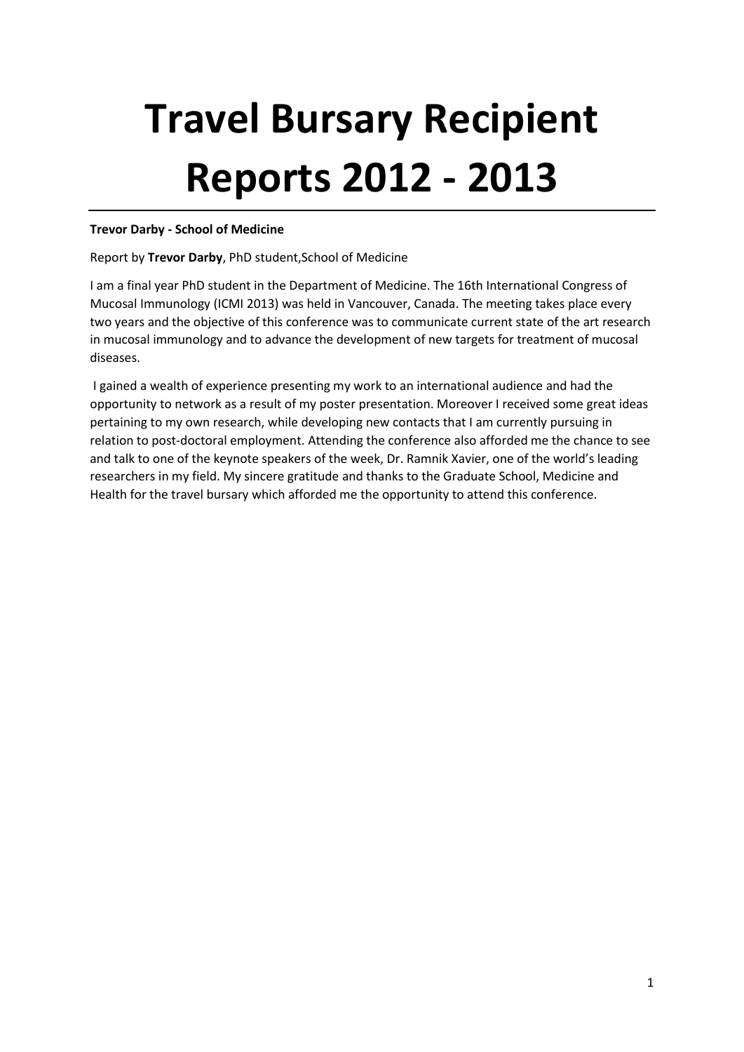# Travel Bursary Recipient Reports 2012 - 2013

---

**Trevor Darby - School of Medicine**

Report by **Trevor Darby**, PhD student,School of Medicine

I am a final year PhD student in the Department of Medicine. The 16th International Congress of Mucosal Immunology (ICMI 2013) was held in Vancouver, Canada. The meeting takes place every two years and the objective of this conference was to communicate current state of the art research in mucosal immunology and to advance the development of new targets for treatment of mucosal diseases.

I gained a wealth of experience presenting my work to an international audience and had the opportunity to network as a result of my poster presentation. Moreover I received some great ideas pertaining to my own research, while developing new contacts that I am currently pursuing in relation to post-doctoral employment. Attending the conference also afforded me the chance to see and talk to one of the keynote speakers of the week, Dr. Ramnik Xavier, one of the world's leading researchers in my field. My sincere gratitude and thanks to the Graduate School, Medicine and Health for the travel bursary which afforded me the opportunity to attend this conference.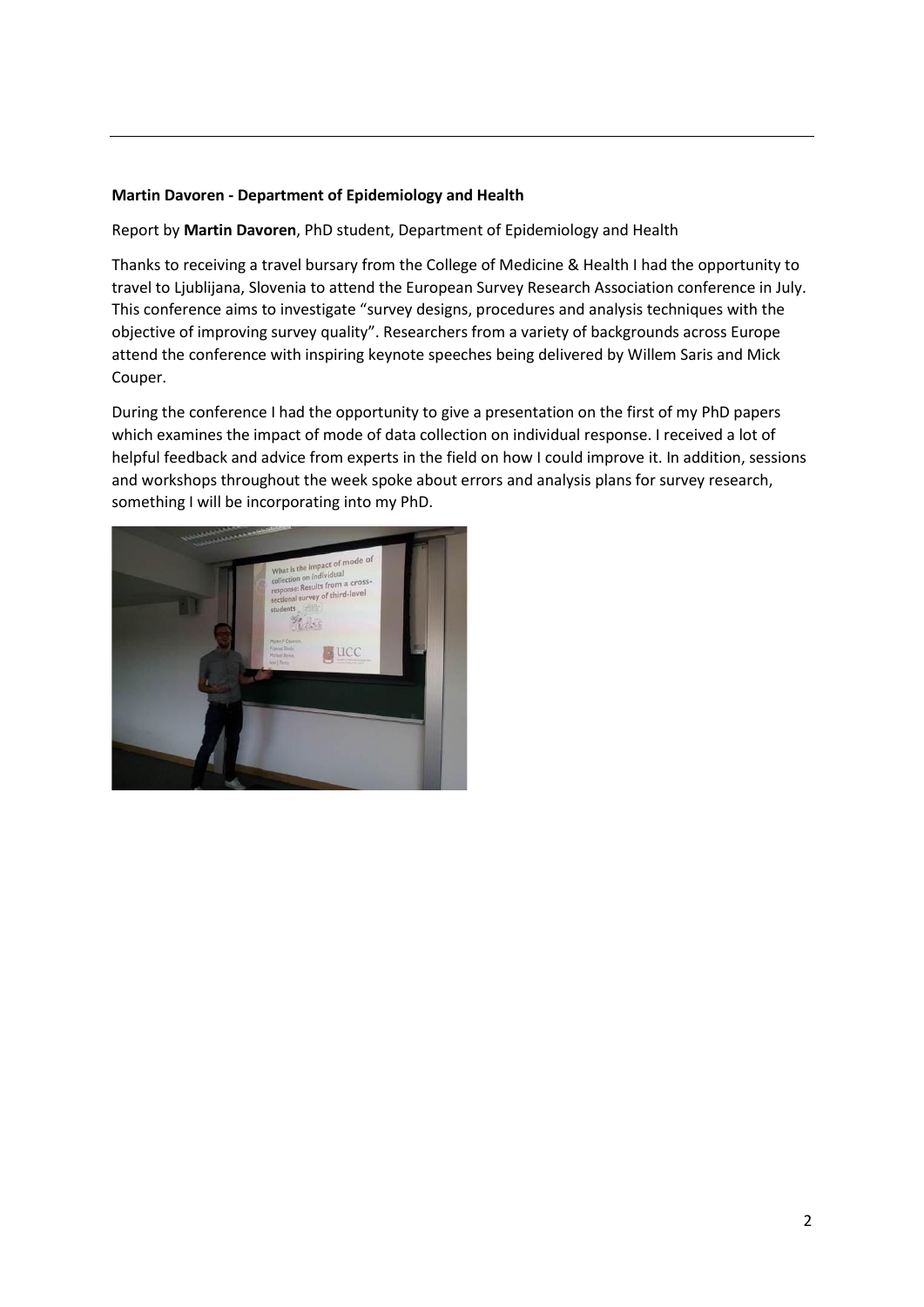**Martin Davoren - Department of Epidemiology and Health**

Report by **Martin Davoren**, PhD student, Department of Epidemiology and Health

Thanks to receiving a travel bursary from the College of Medicine & Health I had the opportunity to travel to Ljublijana, Slovenia to attend the European Survey Research Association conference in July. This conference aims to investigate "survey designs, procedures and analysis techniques with the objective of improving survey quality". Researchers from a variety of backgrounds across Europe attend the conference with inspiring keynote speeches being delivered by Willem Saris and Mick Couper.

During the conference I had the opportunity to give a presentation on the first of my PhD papers which examines the impact of mode of data collection on individual response. I received a lot of helpful feedback and advice from experts in the field on how I could improve it. In addition, sessions and workshops throughout the week spoke about errors and analysis plans for survey research, something I will be incorporating into my PhD.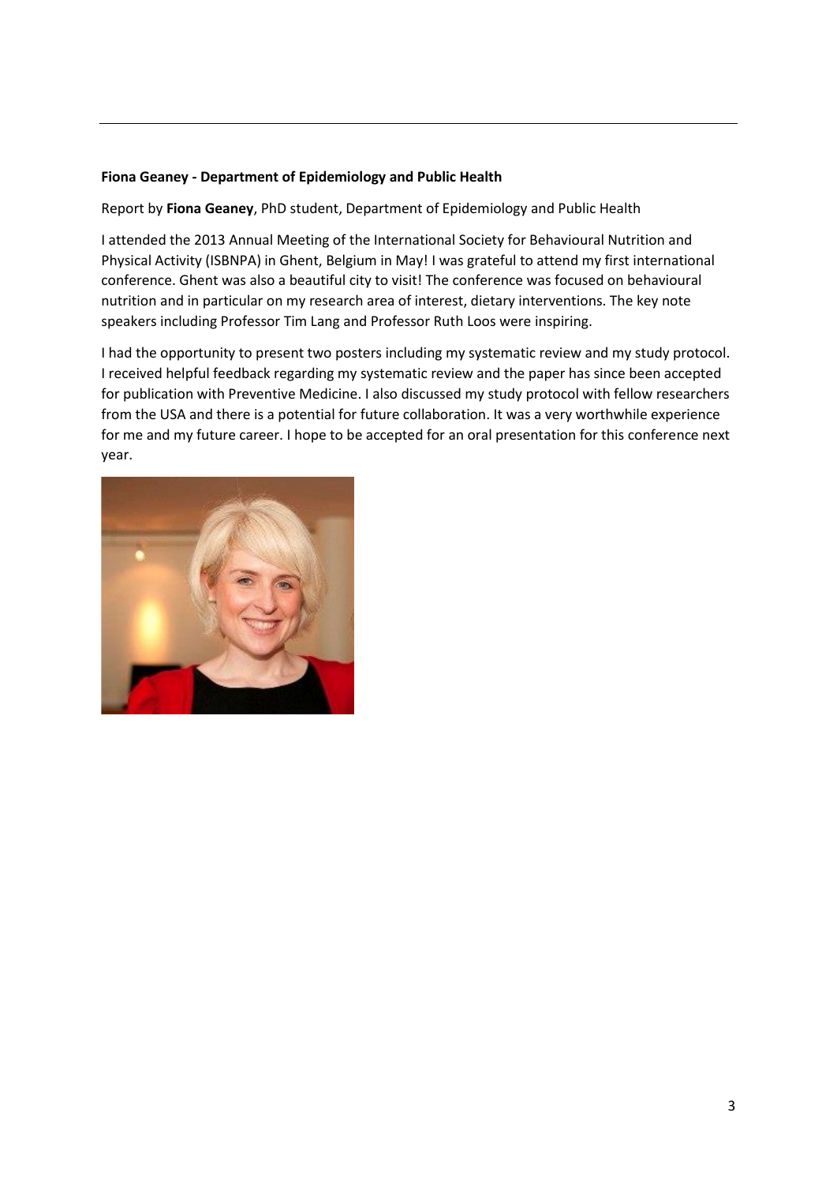**Fiona Geaney - Department of Epidemiology and Public Health**

Report by **Fiona Geaney**, PhD student, Department of Epidemiology and Public Health

I attended the 2013 Annual Meeting of the International Society for Behavioural Nutrition and Physical Activity (ISBNPA) in Ghent, Belgium in May! I was grateful to attend my first international conference. Ghent was also a beautiful city to visit! The conference was focused on behavioural nutrition and in particular on my research area of interest, dietary interventions. The key note speakers including Professor Tim Lang and Professor Ruth Loos were inspiring.

I had the opportunity to present two posters including my systematic review and my study protocol. I received helpful feedback regarding my systematic review and the paper has since been accepted for publication with Preventive Medicine. I also discussed my study protocol with fellow researchers from the USA and there is a potential for future collaboration. It was a very worthwhile experience for me and my future career. I hope to be accepted for an oral presentation for this conference next year.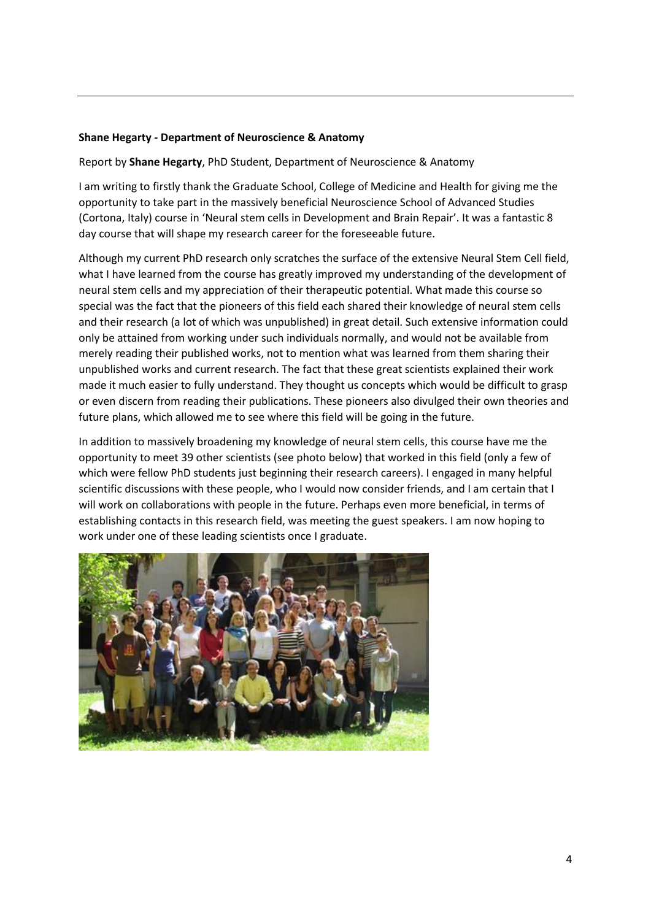**Shane Hegarty - Department of Neuroscience & Anatomy**

Report by **Shane Hegarty**, PhD Student, Department of Neuroscience & Anatomy

I am writing to firstly thank the Graduate School, College of Medicine and Health for giving me the opportunity to take part in the massively beneficial Neuroscience School of Advanced Studies (Cortona, Italy) course in 'Neural stem cells in Development and Brain Repair'. It was a fantastic 8 day course that will shape my research career for the foreseeable future.

Although my current PhD research only scratches the surface of the extensive Neural Stem Cell field, what I have learned from the course has greatly improved my understanding of the development of neural stem cells and my appreciation of their therapeutic potential. What made this course so special was the fact that the pioneers of this field each shared their knowledge of neural stem cells and their research (a lot of which was unpublished) in great detail. Such extensive information could only be attained from working under such individuals normally, and would not be available from merely reading their published works, not to mention what was learned from them sharing their unpublished works and current research. The fact that these great scientists explained their work made it much easier to fully understand. They thought us concepts which would be difficult to grasp or even discern from reading their publications. These pioneers also divulged their own theories and future plans, which allowed me to see where this field will be going in the future.

In addition to massively broadening my knowledge of neural stem cells, this course have me the opportunity to meet 39 other scientists (see photo below) that worked in this field (only a few of which were fellow PhD students just beginning their research careers). I engaged in many helpful scientific discussions with these people, who I would now consider friends, and I am certain that I will work on collaborations with people in the future. Perhaps even more beneficial, in terms of establishing contacts in this research field, was meeting the guest speakers. I am now hoping to work under one of these leading scientists once I graduate.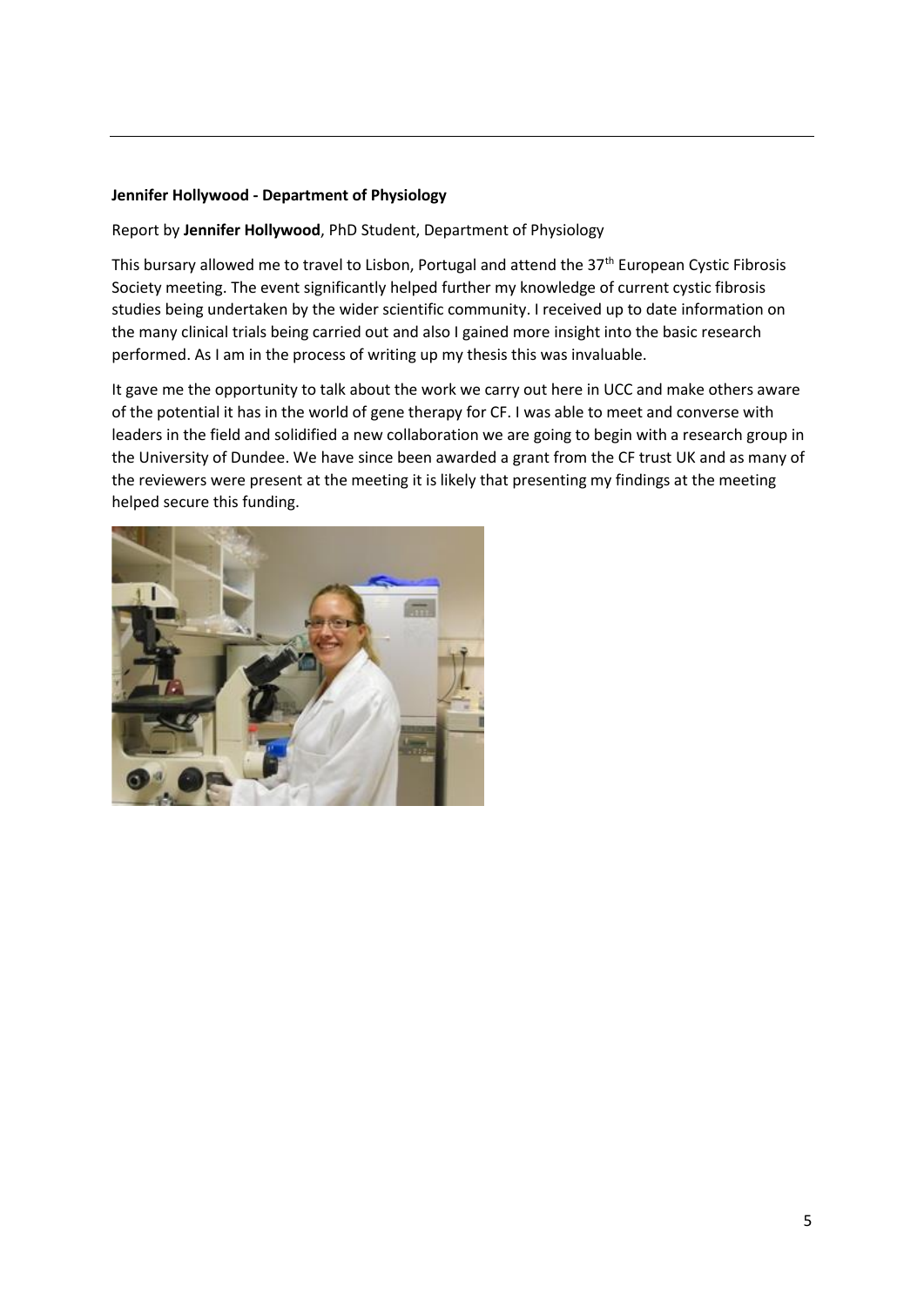**Jennifer Hollywood - Department of Physiology**

Report by **Jennifer Hollywood**, PhD Student, Department of Physiology

This bursary allowed me to travel to Lisbon, Portugal and attend the 37th European Cystic Fibrosis Society meeting. The event significantly helped further my knowledge of current cystic fibrosis studies being undertaken by the wider scientific community. I received up to date information on the many clinical trials being carried out and also I gained more insight into the basic research performed. As I am in the process of writing up my thesis this was invaluable.

It gave me the opportunity to talk about the work we carry out here in UCC and make others aware of the potential it has in the world of gene therapy for CF. I was able to meet and converse with leaders in the field and solidified a new collaboration we are going to begin with a research group in the University of Dundee. We have since been awarded a grant from the CF trust UK and as many of the reviewers were present at the meeting it is likely that presenting my findings at the meeting helped secure this funding.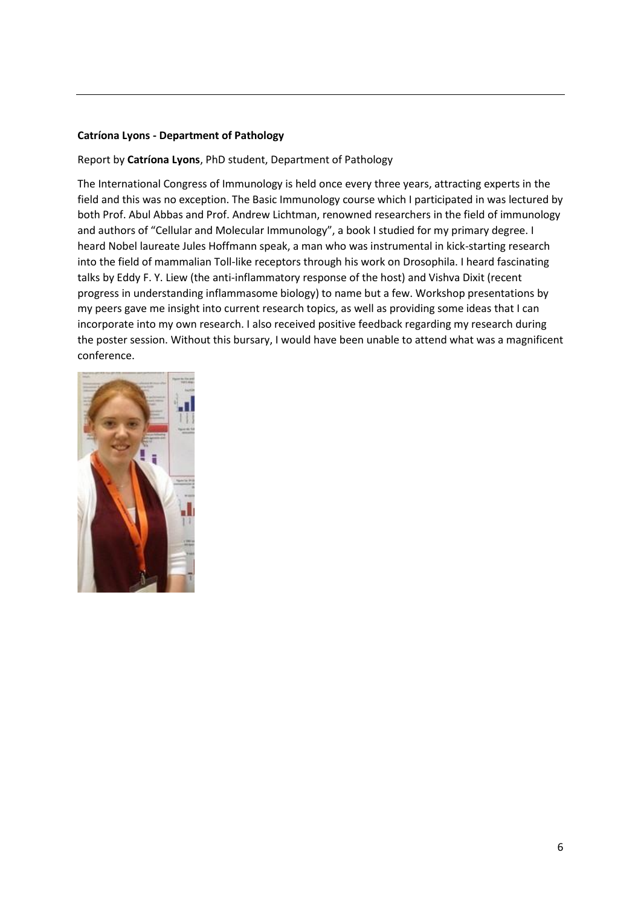**Catríona Lyons - Department of Pathology**

Report by **Catríona Lyons**, PhD student, Department of Pathology

The International Congress of Immunology is held once every three years, attracting experts in the field and this was no exception. The Basic Immunology course which I participated in was lectured by both Prof. Abul Abbas and Prof. Andrew Lichtman, renowned researchers in the field of immunology and authors of "Cellular and Molecular Immunology", a book I studied for my primary degree. I heard Nobel laureate Jules Hoffmann speak, a man who was instrumental in kick-starting research into the field of mammalian Toll-like receptors through his work on Drosophila. I heard fascinating talks by Eddy F. Y. Liew (the anti-inflammatory response of the host) and Vishva Dixit (recent progress in understanding inflammasome biology) to name but a few. Workshop presentations by my peers gave me insight into current research topics, as well as providing some ideas that I can incorporate into my own research. I also received positive feedback regarding my research during the poster session. Without this bursary, I would have been unable to attend what was a magnificent conference.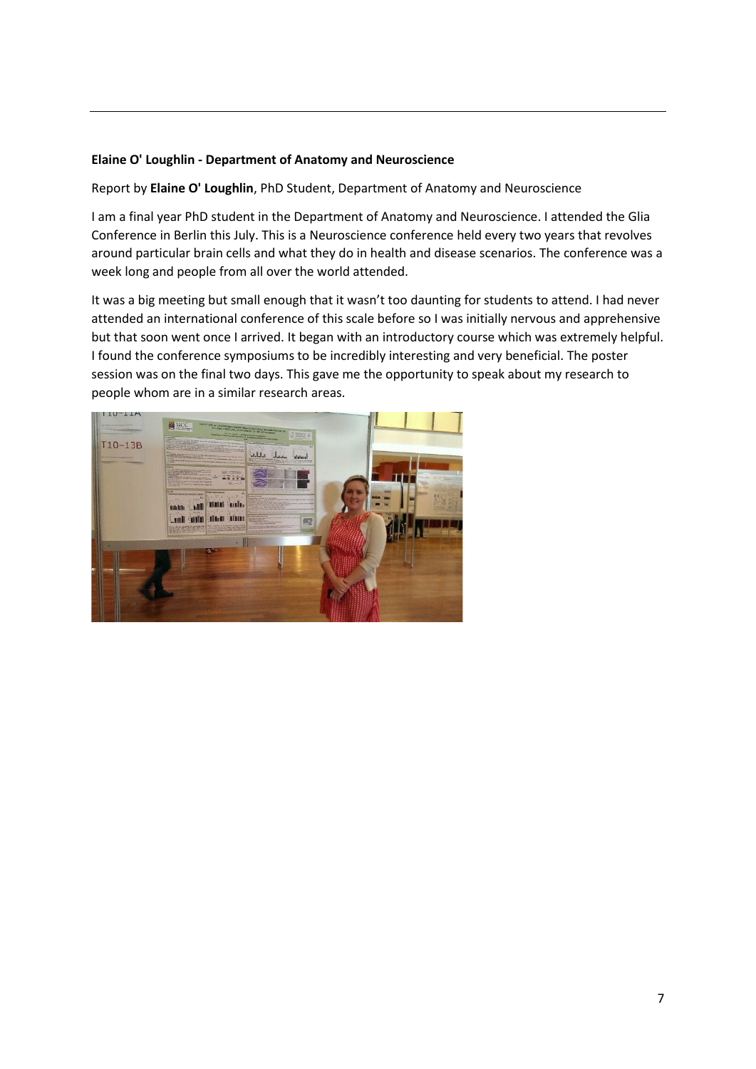**Elaine O' Loughlin - Department of Anatomy and Neuroscience**

Report by **Elaine O' Loughlin**, PhD Student, Department of Anatomy and Neuroscience

I am a final year PhD student in the Department of Anatomy and Neuroscience. I attended the Glia Conference in Berlin this July. This is a Neuroscience conference held every two years that revolves around particular brain cells and what they do in health and disease scenarios. The conference was a week long and people from all over the world attended.

It was a big meeting but small enough that it wasn't too daunting for students to attend. I had never attended an international conference of this scale before so I was initially nervous and apprehensive but that soon went once I arrived. It began with an introductory course which was extremely helpful. I found the conference symposiums to be incredibly interesting and very beneficial. The poster session was on the final two days. This gave me the opportunity to speak about my research to people whom are in a similar research areas.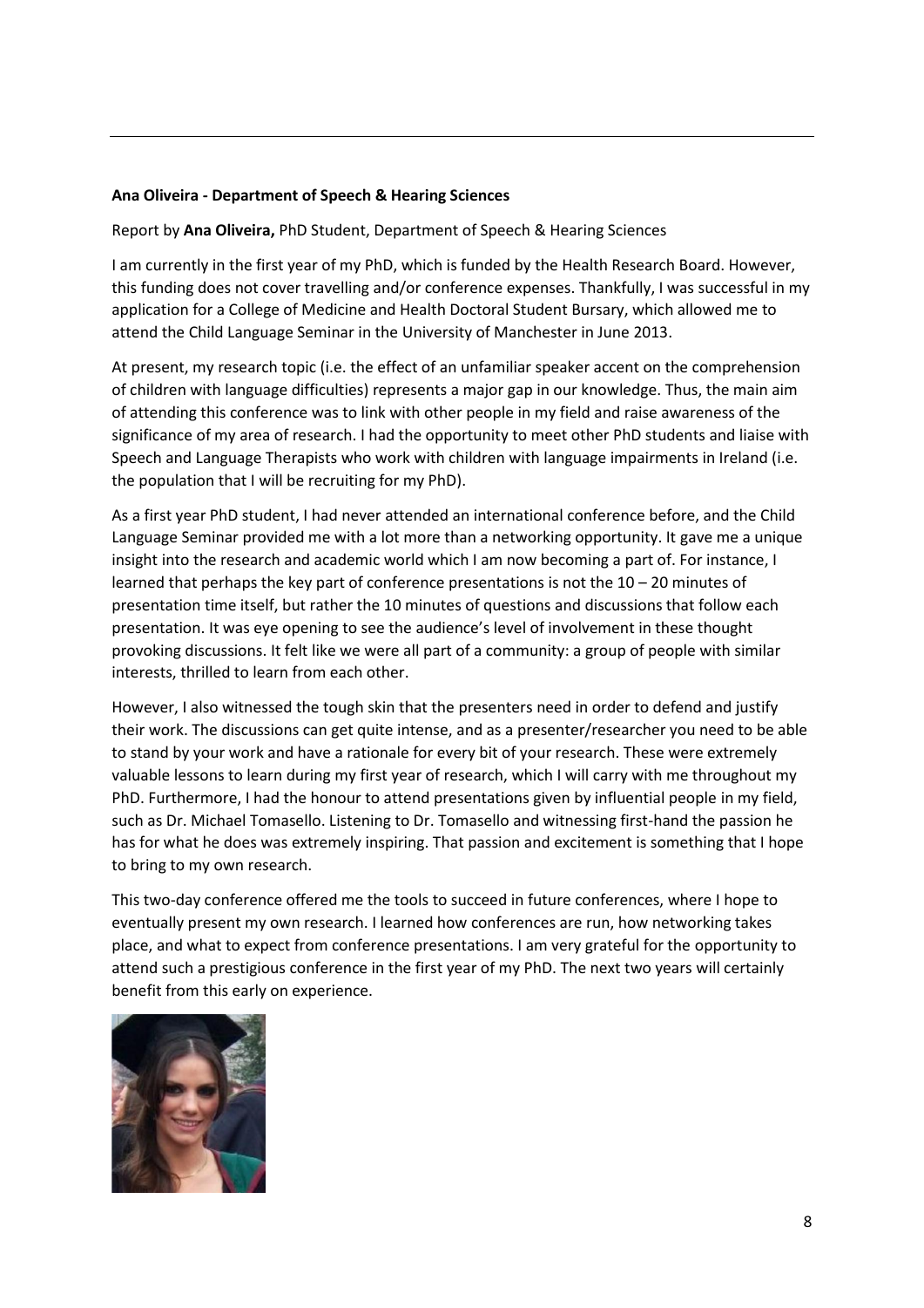**Ana Oliveira - Department of Speech & Hearing Sciences**

Report by **Ana Oliveira,** PhD Student, Department of Speech & Hearing Sciences

I am currently in the first year of my PhD, which is funded by the Health Research Board. However, this funding does not cover travelling and/or conference expenses. Thankfully, I was successful in my application for a College of Medicine and Health Doctoral Student Bursary, which allowed me to attend the Child Language Seminar in the University of Manchester in June 2013.

At present, my research topic (i.e. the effect of an unfamiliar speaker accent on the comprehension of children with language difficulties) represents a major gap in our knowledge. Thus, the main aim of attending this conference was to link with other people in my field and raise awareness of the significance of my area of research. I had the opportunity to meet other PhD students and liaise with Speech and Language Therapists who work with children with language impairments in Ireland (i.e. the population that I will be recruiting for my PhD).

As a first year PhD student, I had never attended an international conference before, and the Child Language Seminar provided me with a lot more than a networking opportunity. It gave me a unique insight into the research and academic world which I am now becoming a part of. For instance, I learned that perhaps the key part of conference presentations is not the 10 – 20 minutes of presentation time itself, but rather the 10 minutes of questions and discussions that follow each presentation. It was eye opening to see the audience's level of involvement in these thought provoking discussions. It felt like we were all part of a community: a group of people with similar interests, thrilled to learn from each other.

However, I also witnessed the tough skin that the presenters need in order to defend and justify their work. The discussions can get quite intense, and as a presenter/researcher you need to be able to stand by your work and have a rationale for every bit of your research. These were extremely valuable lessons to learn during my first year of research, which I will carry with me throughout my PhD. Furthermore, I had the honour to attend presentations given by influential people in my field, such as Dr. Michael Tomasello. Listening to Dr. Tomasello and witnessing first-hand the passion he has for what he does was extremely inspiring. That passion and excitement is something that I hope to bring to my own research.

This two-day conference offered me the tools to succeed in future conferences, where I hope to eventually present my own research. I learned how conferences are run, how networking takes place, and what to expect from conference presentations. I am very grateful for the opportunity to attend such a prestigious conference in the first year of my PhD. The next two years will certainly benefit from this early on experience.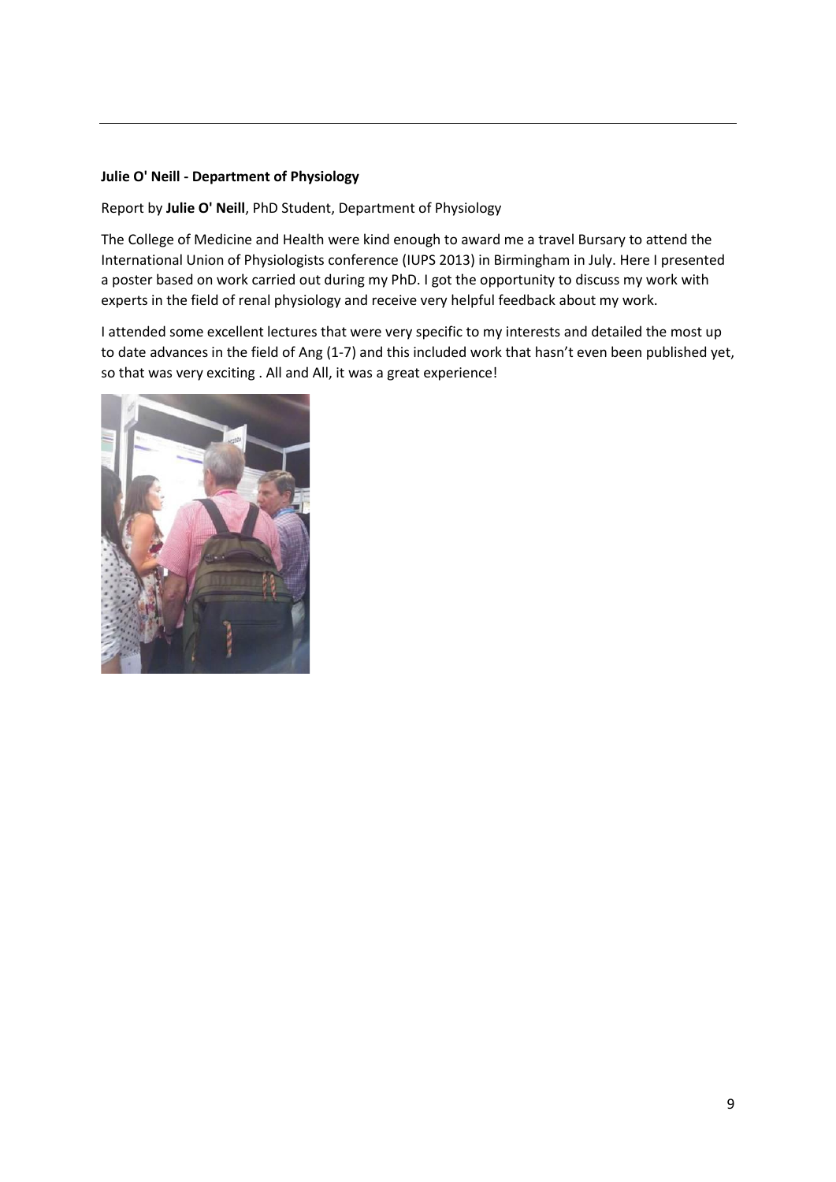**Julie O' Neill - Department of Physiology**

Report by **Julie O' Neill**, PhD Student, Department of Physiology

The College of Medicine and Health were kind enough to award me a travel Bursary to attend the International Union of Physiologists conference (IUPS 2013) in Birmingham in July. Here I presented a poster based on work carried out during my PhD. I got the opportunity to discuss my work with experts in the field of renal physiology and receive very helpful feedback about my work.

I attended some excellent lectures that were very specific to my interests and detailed the most up to date advances in the field of Ang (1-7) and this included work that hasn't even been published yet, so that was very exciting . All and All, it was a great experience!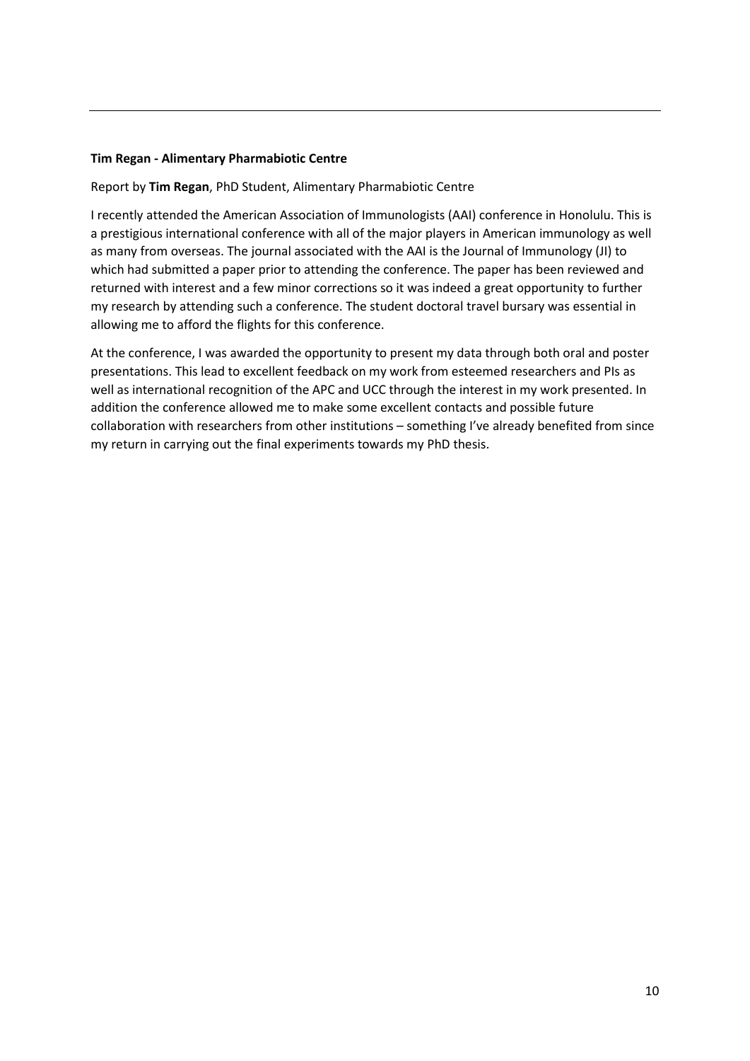**Tim Regan - Alimentary Pharmabiotic Centre**

Report by **Tim Regan**, PhD Student, Alimentary Pharmabiotic Centre

I recently attended the American Association of Immunologists (AAI) conference in Honolulu. This is a prestigious international conference with all of the major players in American immunology as well as many from overseas. The journal associated with the AAI is the Journal of Immunology (JI) to which had submitted a paper prior to attending the conference. The paper has been reviewed and returned with interest and a few minor corrections so it was indeed a great opportunity to further my research by attending such a conference. The student doctoral travel bursary was essential in allowing me to afford the flights for this conference.

At the conference, I was awarded the opportunity to present my data through both oral and poster presentations. This lead to excellent feedback on my work from esteemed researchers and PIs as well as international recognition of the APC and UCC through the interest in my work presented. In addition the conference allowed me to make some excellent contacts and possible future collaboration with researchers from other institutions – something I've already benefited from since my return in carrying out the final experiments towards my PhD thesis.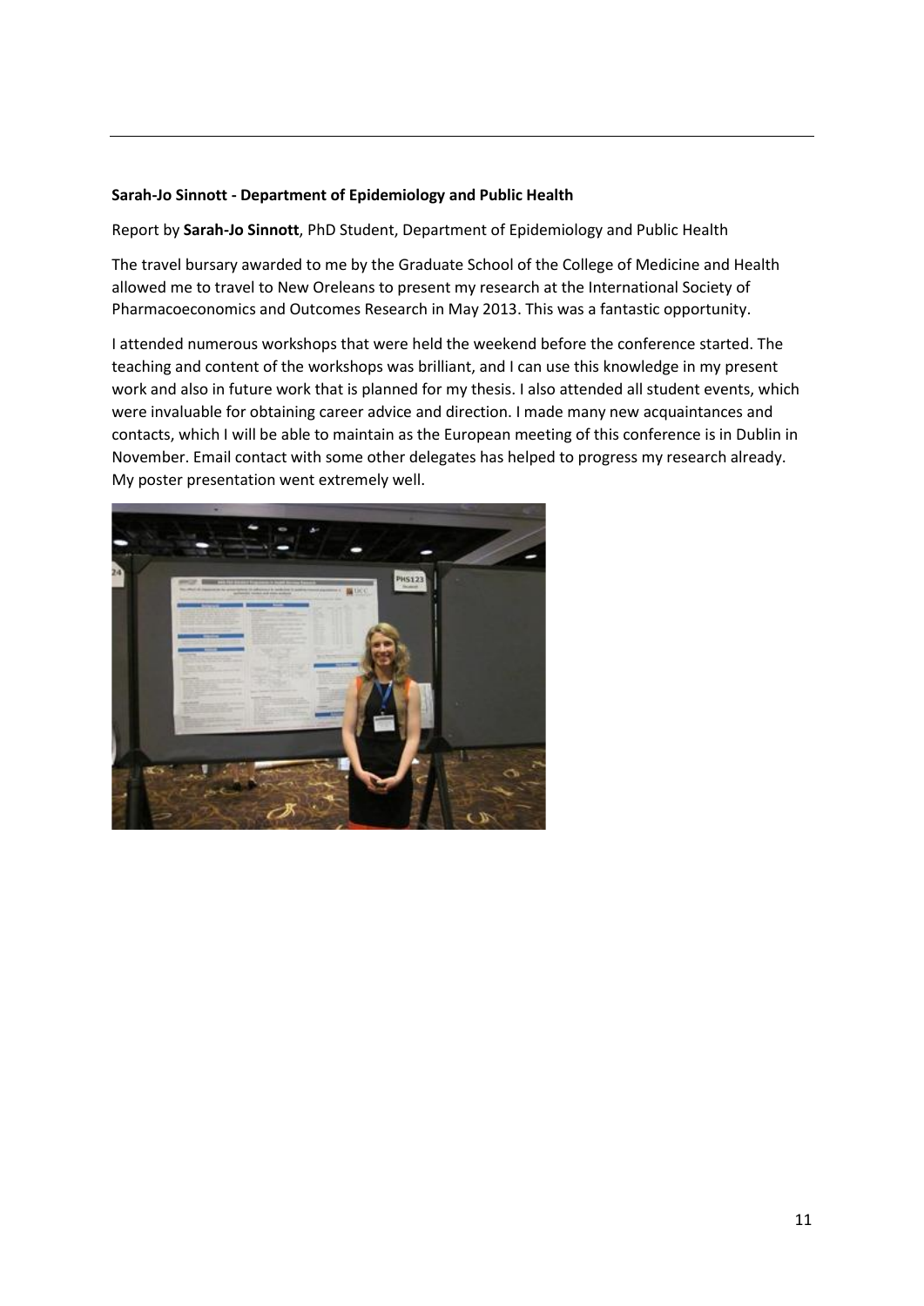**Sarah-Jo Sinnott - Department of Epidemiology and Public Health**

Report by **Sarah-Jo Sinnott**, PhD Student, Department of Epidemiology and Public Health

The travel bursary awarded to me by the Graduate School of the College of Medicine and Health allowed me to travel to New Oreleans to present my research at the International Society of Pharmacoeconomics and Outcomes Research in May 2013. This was a fantastic opportunity.

I attended numerous workshops that were held the weekend before the conference started. The teaching and content of the workshops was brilliant, and I can use this knowledge in my present work and also in future work that is planned for my thesis. I also attended all student events, which were invaluable for obtaining career advice and direction. I made many new acquaintances and contacts, which I will be able to maintain as the European meeting of this conference is in Dublin in November. Email contact with some other delegates has helped to progress my research already. My poster presentation went extremely well.